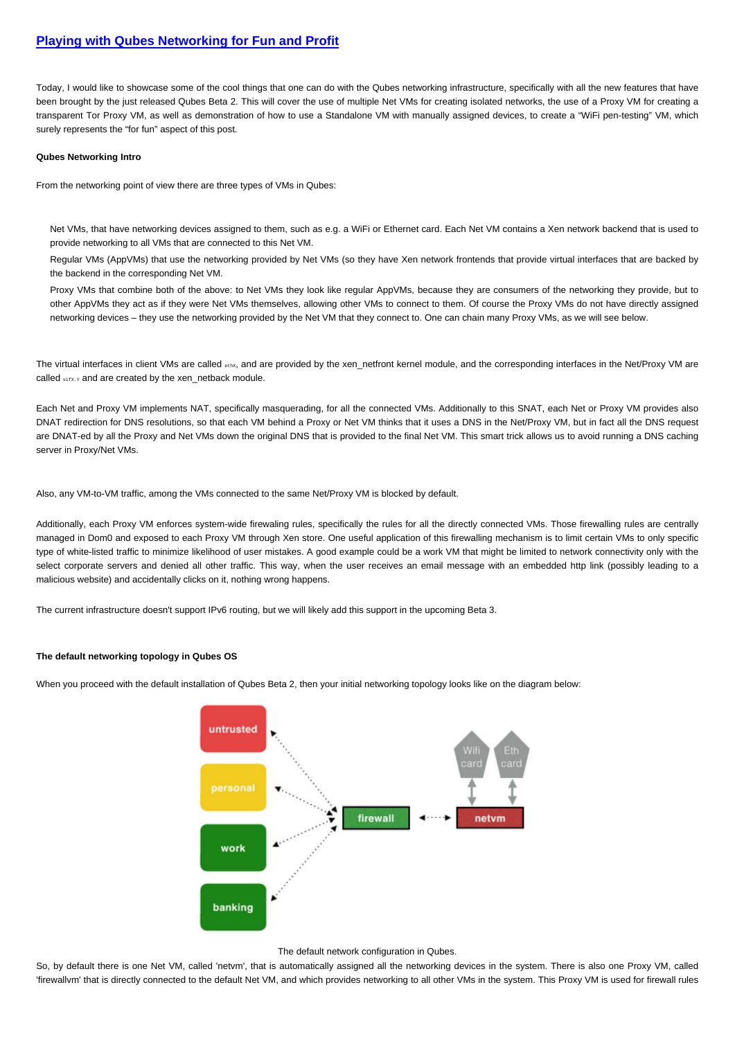# Playing with Qubes Networking for Fun and Profit

Today, I would like to showcase some of the cool things that one can do with the Qubes networking infrastructure, specifically with all the new features that have been brought by the just released Qubes Beta 2. This will cover the use of multiple Net VMs for creating isolated networks, the use of a Proxy VM for creating a transparent Tor Proxy VM, as well as demonstration of how to use a Standalone VM with manually assigned devices, to create a "WiFi pen-testing" VM, which surely represents the "for fun" aspect of this post.

**Qubes Networking Intro**

From the networking point of view there are three types of VMs in Qubes:

- Net VMs, that have networking devices assigned to them, such as e.g. a WiFi or Ethernet card. Each Net VM contains a Xen network backend that is used to provide networking to all VMs that are connected to this Net VM.
- Regular VMs (AppVMs) that use the networking provided by Net VMs (so they have Xen network frontends that provide virtual interfaces that are backed by the backend in the corresponding Net VM.
- Proxy VMs that combine both of the above: to Net VMs they look like regular AppVMs, because they are consumers of the networking they provide, but to other AppVMs they act as if they were Net VMs themselves, allowing other VMs to connect to them. Of course the Proxy VMs do not have directly assigned networking devices – they use the networking provided by the Net VM that they connect to. One can chain many Proxy VMs, as we will see below.

The virtual interfaces in client VMs are called `ethX`, and are provided by the xen_netfront kernel module, and the corresponding interfaces in the Net/Proxy VM are called `vifX.Y` and are created by the xen_netback module.

Each Net and Proxy VM implements NAT, specifically masquerading, for all the connected VMs. Additionally to this SNAT, each Net or Proxy VM provides also DNAT redirection for DNS resolutions, so that each VM behind a Proxy or Net VM thinks that it uses a DNS in the Net/Proxy VM, but in fact all the DNS request are DNAT-ed by all the Proxy and Net VMs down the original DNS that is provided to the final Net VM. This smart trick allows us to avoid running a DNS caching server in Proxy/Net VMs.

Also, any VM-to-VM traffic, among the VMs connected to the same Net/Proxy VM is blocked by default.

Additionally, each Proxy VM enforces system-wide firewaling rules, specifically the rules for all the directly connected VMs. Those firewalling rules are centrally managed in Dom0 and exposed to each Proxy VM through Xen store. One useful application of this firewalling mechanism is to limit certain VMs to only specific type of white-listed traffic to minimize likelihood of user mistakes. A good example could be a work VM that might be limited to network connectivity only with the select corporate servers and denied all other traffic. This way, when the user receives an email message with an embedded http link (possibly leading to a malicious website) and accidentally clicks on it, nothing wrong happens.

The current infrastructure doesn't support IPv6 routing, but we will likely add this support in the upcoming Beta 3.

**The default networking topology in Qubes OS**

When you proceed with the default installation of Qubes Beta 2, then your initial networking topology looks like on the diagram below:

The default network configuration in Qubes.

So, by default there is one Net VM, called 'netvm', that is automatically assigned all the networking devices in the system. There is also one Proxy VM, called 'firewallvm' that is directly connected to the default Net VM, and which provides networking to all other VMs in the system. This Proxy VM is used for firewall rules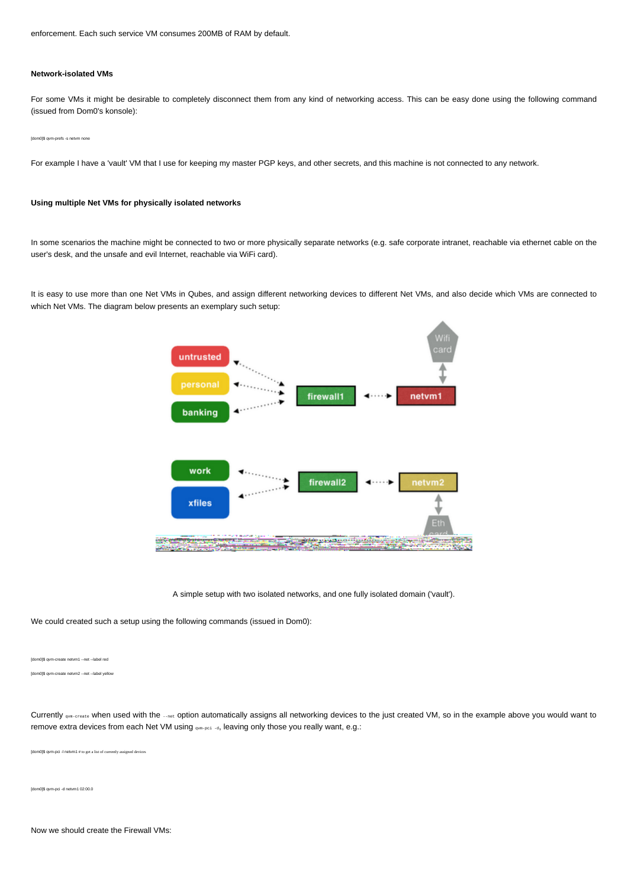enforcement. Each such service VM consumes 200MB of RAM by default.

**Network-isolated VMs**

For some VMs it might be desirable to completely disconnect them from any kind of networking access. This can be easy done using the following command (issued from Dom0's konsole):

```
[dom0]$ qvm-prefs -s netvm none
```

For example I have a 'vault' VM that I use for keeping my master PGP keys, and other secrets, and this machine is not connected to any network.

**Using multiple Net VMs for physically isolated networks**

In some scenarios the machine might be connected to two or more physically separate networks (e.g. safe corporate intranet, reachable via ethernet cable on the user's desk, and the unsafe and evil Internet, reachable via WiFi card).

It is easy to use more than one Net VMs in Qubes, and assign different networking devices to different Net VMs, and also decide which VMs are connected to which Net VMs. The diagram below presents an exemplary such setup:

A simple setup with two isolated networks, and one fully isolated domain ('vault').

We could created such a setup using the following commands (issued in Dom0):

```
[dom0]$ qvm-create netvm1 --net --label red
[dom0]$ qvm-create netvm2 --net --label yellow
```

Currently `qvm-create` when used with the `--net` option automatically assigns all networking devices to the just created VM, so in the example above you would want to remove extra devices from each Net VM using `qvm-pci -d`, leaving only those you really want, e.g.:

```
[dom0]$ qvm-pci -l netvm1 # to get a list of currently assigned devices
```

```
[dom0]$ qvm-pci -d netvm1 02:00.0
```

Now we should create the Firewall VMs: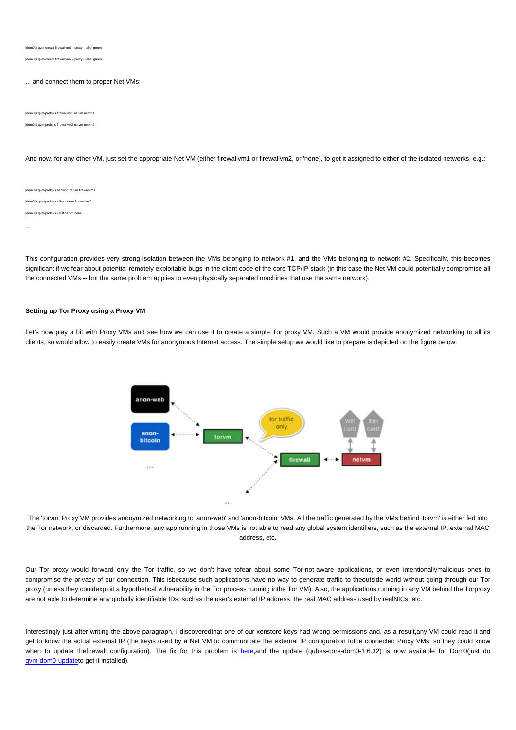```
[dom0]$ qvm-create firewallvm1 --proxy --label green
[dom0]$ qvm-create firewallvm2 --proxy --label green
```

... and connect them to proper Net VMs:

```
[dom0]$ qvm-prefs -s firewallvm1 netvm netvm1
[dom0]$ qvm-prefs -s firewallvm2 netvm netvm2
```

And now, for any other VM, just set the appropriate Net VM (either firewallvm1 or firewallvm2, or 'none), to get it assigned to either of the isolated networks, e.g.:

```
[dom0]$ qvm-prefs -s banking netvm firewallvm1
[dom0]$ qvm-prefs -s xfiles netvm firewallvm2
[dom0]$ qvm-prefs -s vault netvm none
...
```

This configuration provides very strong isolation between the VMs belonging to network #1, and the VMs belonging to network #2. Specifically, this becomes significant if we fear about potential remotely exploitable bugs in the client code of the core TCP/IP stack (in this case the Net VM could potentially compromise all the connected VMs -- but the same problem applies to even physically separated machines that use the same network).

**Setting up Tor Proxy using a Proxy VM**

Let's now play a bit with Proxy VMs and see how we can use it to create a simple Tor proxy VM. Such a VM would provide anonymized networking to all its clients, so would allow to easily create VMs for anonymous Internet access. The simple setup we would like to prepare is depicted on the figure below:

The 'torvm' Proxy VM provides anonymized networking to 'anon-web' and 'anon-bitcoin' VMs. All the traffic generated by the VMs behind 'torvm' is either fed into the Tor network, or discarded. Furthermore, any app running in those VMs is not able to read any global system identifiers, such as the external IP, external MAC address, etc.

Our Tor proxy would forward only the Tor traffic, so we don't have tofear about some Tor-not-aware applications, or even intentionallymalicious ones to compromise the privacy of our connection. This isbecause such applications have no way to generate traffic to theoutside world without going through our Tor proxy (unless they couldexploit a hypothetical vulnerability in the Tor process running inthe Tor VM). Also, the applications running in any VM behind the Torproxy are not able to determine any globally identifiable IDs, suchas the user's external IP address, the real MAC address used by realNICs, etc.

Interestingly just after writing the above paragraph, I discoveredthat one of our xenstore keys had wrong permissions and, as a result,any VM could read it and get to know the actual external IP (the keyis used by a Net VM to communicate the external IP configuration tothe connected Proxy VMs, so they could know when to update thefirewall configuration). The fix for this problem is here,and the update (qubes-core-dom0-1.6.32) is now available for Dom0(just do qvm-dom0-updateto get it installed).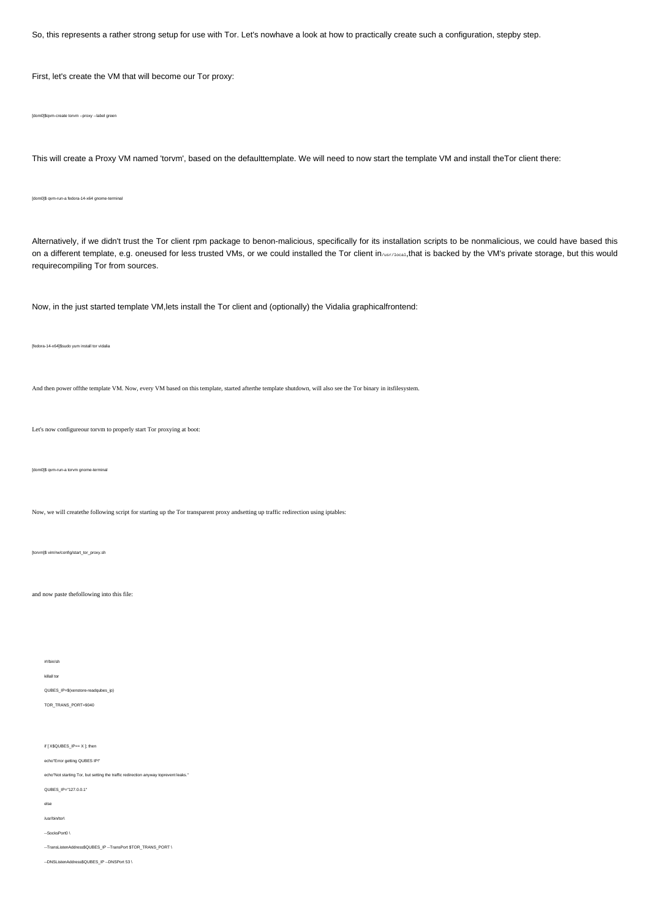So, this represents a rather strong setup for use with Tor. Let's nowhave a look at how to practically create such a configuration, stepby step.

First, let's create the VM that will become our Tor proxy:

```
[dom0]$qvm-create torvm --proxy --label green
```

This will create a Proxy VM named 'torvm', based on the defaulttemplate. We will need to now start the template VM and install theTor client there:

```
[dom0]$ qvm-run-a fedora-14-x64 gnome-terminal
```

Alternatively, if we didn't trust the Tor client rpm package to benon-malicious, specifically for its installation scripts to be nonmalicious, we could have based this on a different template, e.g. oneused for less trusted VMs, or we could installed the Tor client in `/usr/local`,that is backed by the VM's private storage, but this would requirecompiling Tor from sources.

Now, in the just started template VM,lets install the Tor client and (optionally) the Vidalia graphicalfrontend:

```
[fedora-14-x64]$sudo yum install tor vidalia
```

And then power offthe template VM. Now, every VM based on this template, started afterthe template shutdown, will also see the Tor binary in itsfilesystem.

Let's now configureour torvm to properly start Tor proxying at boot:

```
[dom0]$ qvm-run-a torvm gnome-terminal
```

Now, we will createthe following script for starting up the Tor transparent proxy andsetting up traffic redirection using iptables:

```
[torvm]$ vim/rw/config/start_tor_proxy.sh
```

and now paste thefollowing into this file:

```
#!/bin/sh
killall tor
QUBES_IP=$(xenstore-readqubes_ip)
TOR_TRANS_PORT=9040

if [ X$QUBES_IP== X ]; then
echo"Error getting QUBES IP!"
echo"Not starting Tor, but setting the traffic redirection anyway toprevent leaks."
QUBES_IP="127.0.0.1"
else
/usr/bin/tor\
--SocksPort0 \
--TransListenAddress$QUBES_IP --TransPort $TOR_TRANS_PORT \
--DNSListenAddress$QUBES_IP --DNSPort 53 \
```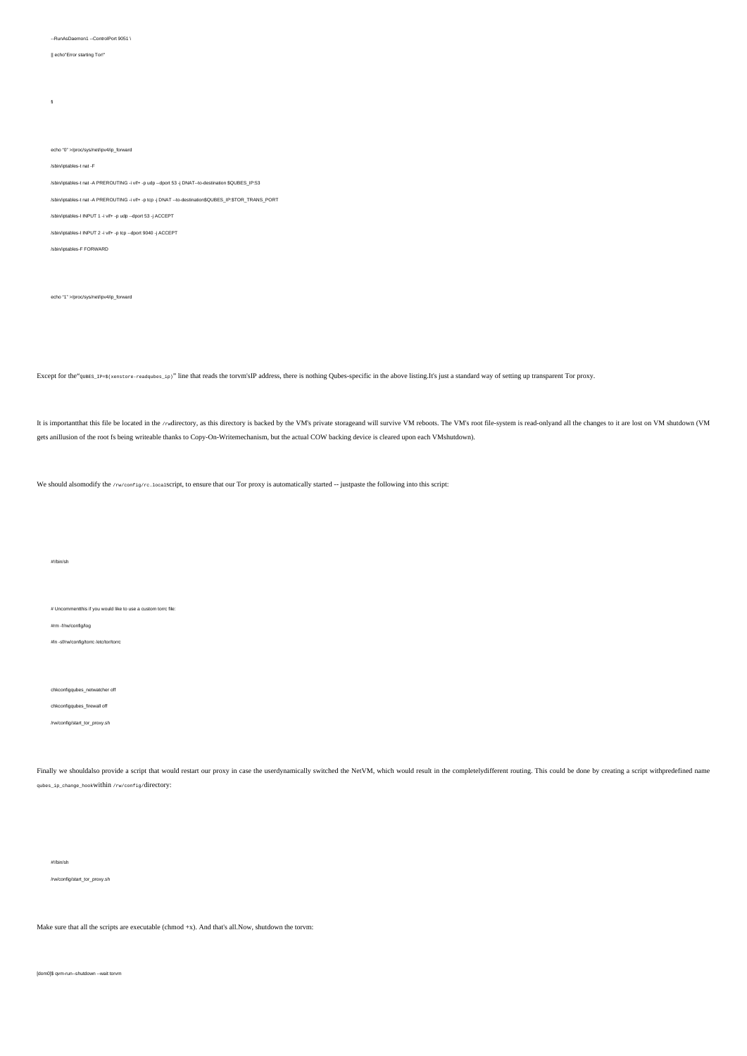```
--RunAsDaemon1 --ControlPort 9051 \
|| echo"Error starting Tor!"

fi

echo "0" >/proc/sys/net/ipv4/ip_forward
/sbin/iptables-t nat -F
/sbin/iptables-t nat -A PREROUTING -i vif+ -p udp --dport 53 -j DNAT--to-destination $QUBES_IP:53
/sbin/iptables-t nat -A PREROUTING -i vif+ -p tcp -j DNAT --to-destination$QUBES_IP:$TOR_TRANS_PORT
/sbin/iptables-I INPUT 1 -i vif+ -p udp --dport 53 -j ACCEPT
/sbin/iptables-I INPUT 2 -i vif+ -p tcp --dport 9040 -j ACCEPT
/sbin/iptables-F FORWARD

echo "1" >/proc/sys/net/ipv4/ip_forward
```

Except for the"`QUBES_IP=$(xenstore-readqubes_ip)`" line that reads the torvm'sIP address, there is nothing Qubes-specific in the above listing.It's just a standard way of setting up transparent Tor proxy.

It is importantthat this file be located in the `/rw`directory, as this directory is backed by the VM's private storageand will survive VM reboots. The VM's root file-system is read-onlyand all the changes to it are lost on VM shutdown (VM gets anillusion of the root fs being writeable thanks to Copy-On-Writemechanism, but the actual COW backing device is cleared upon each VMshutdown).

We should alsomodify the `/rw/config/rc.local`script, to ensure that our Tor proxy is automatically started -- justpaste the following into this script:

```
#!/bin/sh

# Uncommentthis if you would like to use a custom torrc file:
#rm -f/rw/config/log
#ln -sf/rw/config/torrc /etc/tor/torrc

chkconfigqubes_netwatcher off
chkconfigqubes_firewall off
/rw/config/start_tor_proxy.sh
```

Finally we shouldalso provide a script that would restart our proxy in case the userdynamically switched the NetVM, which would result in the completelydifferent routing. This could be done by creating a script withpredefined name `qubes_ip_change_hook`within `/rw/config/`directory:

```
#!/bin/sh
/rw/config/start_tor_proxy.sh
```

Make sure that all the scripts are executable (chmod +x). And that's all.Now, shutdown the torvm:

```
[dom0]$ qvm-run--shutdown --wait torvm
```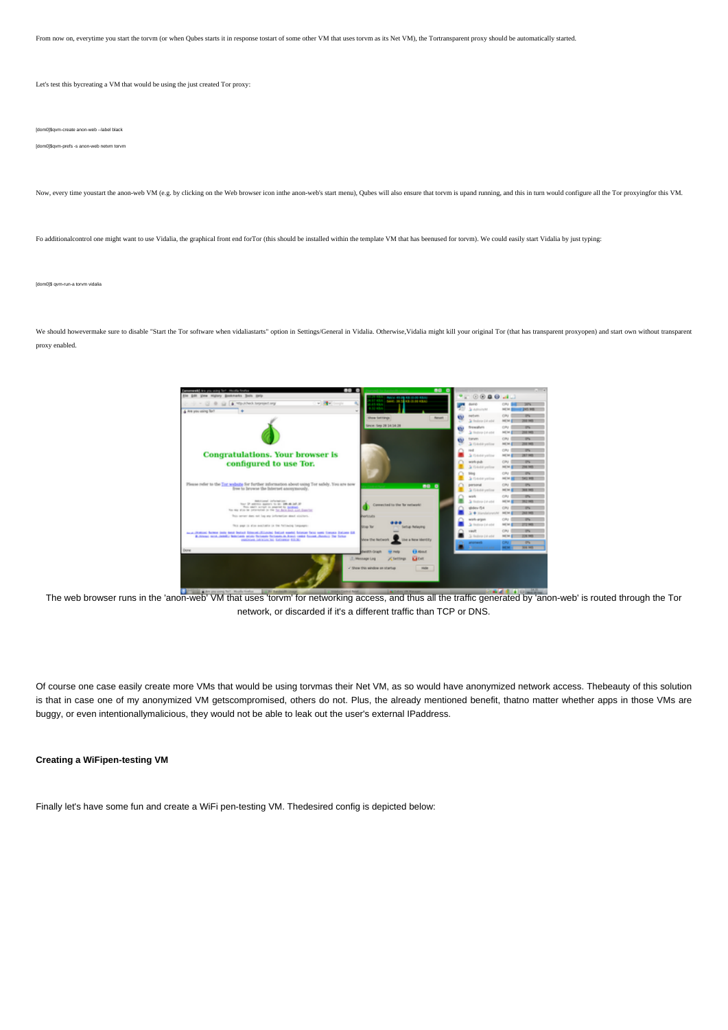From now on, everytime you start the torvm (or when Qubes starts it in response tostart of some other VM that uses torvm as its Net VM), the Tortransparent proxy should be automatically started.

Let's test this bycreating a VM that would be using the just created Tor proxy:

```
[dom0]$qvm-create anon-web --label black
[dom0]$qvm-prefs -s anon-web netvm torvm
```

Now, every time youstart the anon-web VM (e.g. by clicking on the Web browser icon inthe anon-web's start menu), Qubes will also ensure that torvm is upand running, and this in turn would configure all the Tor proxyingfor this VM.

Fo additionalcontrol one might want to use Vidalia, the graphical front end forTor (this should be installed within the template VM that has beenused for torvm). We could easily start Vidalia by just typing:

```
[dom0]$ qvm-run-a torvm vidalia
```

We should howevermake sure to disable "Start the Tor software when vidaliastarts" option in Settings/General in Vidalia. Otherwise,Vidalia might kill your original Tor (that has transparent proxyopen) and start own without transparent proxy enabled.

The web browser runs in the 'anon-web' VM that uses 'torvm' for networking access, and thus all the traffic generated by 'anon-web' is routed through the Tor network, or discarded if it's a different traffic than TCP or DNS.

Of course one case easily create more VMs that would be using torvmas their Net VM, as so would have anonymized network access. Thebeauty of this solution is that in case one of my anonymized VM getscompromised, others do not. Plus, the already mentioned benefit, thatno matter whether apps in those VMs are buggy, or even intentionallymalicious, they would not be able to leak out the user's external IPaddress.

**Creating a WiFipen-testing VM**

Finally let's have some fun and create a WiFi pen-testing VM. Thedesired config is depicted below: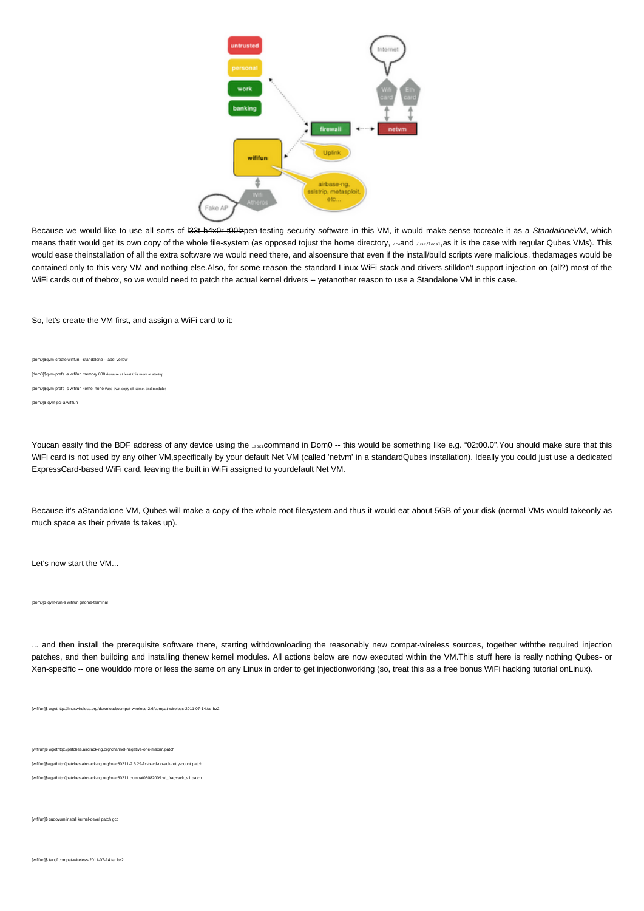Because we would like to use all sorts of ~~l33t h4x0r t00lz~~pen-testing security software in this VM, it would make sense tocreate it as a *StandaloneVM*, which means thatit would get its own copy of the whole file-system (as opposed tojust the home directory, `/rw`and `/usr/local`,as it is the case with regular Qubes VMs). This would ease theinstallation of all the extra software we would need there, and alsoensure that even if the install/build scripts were malicious, thedamages would be contained only to this very VM and nothing else.Also, for some reason the standard Linux WiFi stack and drivers stilldon't support injection on (all?) most of the WiFi cards out of thebox, so we would need to patch the actual kernel drivers -- yetanother reason to use a Standalone VM in this case.

So, let's create the VM first, and assign a WiFi card to it:

```
[dom0]$qvm-create wififun --standalone --label yellow
[dom0]$qvm-prefs -s wififun memory 800 #ensure at least this mem at startup
[dom0]$qvm-prefs -s wififun kernel none #use own copy of kernel and modules
[dom0]$ qvm-pci-a wififun
```

Youcan easily find the BDF address of any device using the `lspci`command in Dom0 -- this would be something like e.g. "02:00.0".You should make sure that this WiFi card is not used by any other VM,specifically by your default Net VM (called 'netvm' in a standardQubes installation). Ideally you could just use a dedicated ExpressCard-based WiFi card, leaving the built in WiFi assigned to yourdefault Net VM.

Because it's aStandalone VM, Qubes will make a copy of the whole root filesystem,and thus it would eat about 5GB of your disk (normal VMs would takeonly as much space as their private fs takes up).

Let's now start the VM...

```
[dom0]$ qvm-run-a wififun gnome-terminal
```

... and then install the prerequisite software there, starting withdownloading the reasonably new compat-wireless sources, together withthe required injection patches, and then building and installing thenew kernel modules. All actions below are now executed within the VM.This stuff here is really nothing Qubes- or Xen-specific -- one woulddo more or less the same on any Linux in order to get injectionworking (so, treat this as a free bonus WiFi hacking tutorial onLinux).

```
[wififun]$ wgethttp://linuxwireless.org/download/compat-wireless-2.6/compat-wireless-2011-07-14.tar.bz2
```

```
[wififun]$ wgethttp://patches.aircrack-ng.org/channel-negative-one-maxim.patch
[wififun]$wgethttp://patches.aircrack-ng.org/mac80211-2.6.29-fix-tx-ctl-no-ack-retry-count.patch
[wififun]$wgethttp://patches.aircrack-ng.org/mac80211.compat08082009.wl_frag+ack_v1.patch
```

```
[wififun]$ sudoyum install kernel-devel patch gcc
```

```
[wififun]$ tarxjf compat-wireless-2011-07-14.tar.bz2
```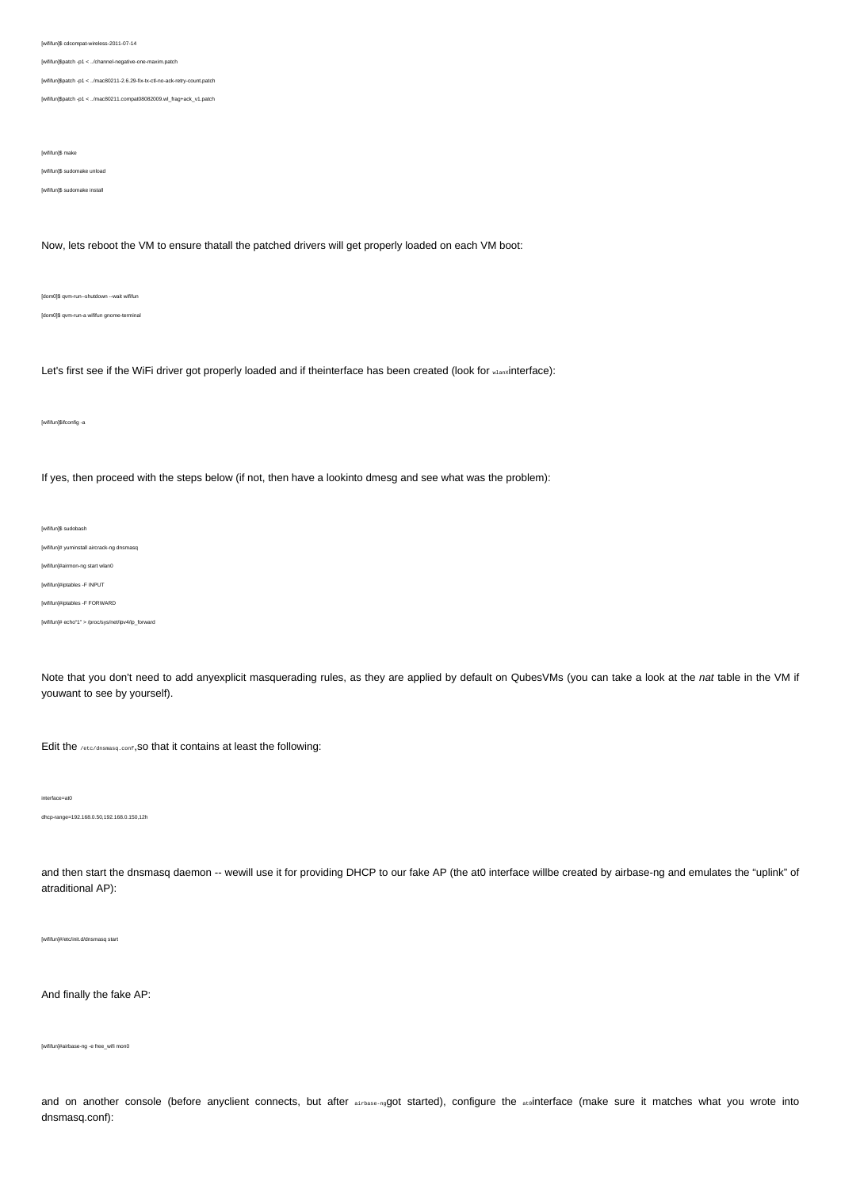```
[wififun]$ cdcompat-wireless-2011-07-14
[wififun]$patch -p1 < ../channel-negative-one-maxim.patch
[wififun]$patch -p1 < ../mac80211-2.6.29-fix-tx-ctl-no-ack-retry-count.patch
[wififun]$patch -p1 < ../mac80211.compat08082009.wl_frag+ack_v1.patch
```

```
[wififun]$ make
[wififun]$ sudomake unload
[wififun]$ sudomake install
```

Now, lets reboot the VM to ensure thatall the patched drivers will get properly loaded on each VM boot:

```
[dom0]$ qvm-run--shutdown --wait wififun
[dom0]$ qvm-run-a wififun gnome-terminal
```

Let's first see if the WiFi driver got properly loaded and if theinterface has been created (look for `wlanX`interface):

```
[wififun]$ifconfig -a
```

If yes, then proceed with the steps below (if not, then have a lookinto dmesg and see what was the problem):

```
[wififun]$ sudobash
[wififun]# yuminstall aircrack-ng dnsmasq
[wififun]#airmon-ng start wlan0
[wififun]#iptables -F INPUT
[wififun]#iptables -F FORWARD
[wififun]# echo"1" > /proc/sys/net/ipv4/ip_forward
```

Note that you don't need to add anyexplicit masquerading rules, as they are applied by default on QubesVMs (you can take a look at the *nat* table in the VM if youwant to see by yourself).

Edit the `/etc/dnsmasq.conf`,so that it contains at least the following:

```
interface=at0
dhcp-range=192.168.0.50,192.168.0.150,12h
```

and then start the dnsmasq daemon -- wewill use it for providing DHCP to our fake AP (the at0 interface willbe created by airbase-ng and emulates the “uplink” of atraditional AP):

```
[wififun]#/etc/init.d/dnsmasq start
```

And finally the fake AP:

```
[wififun]#airbase-ng -e free_wifi mon0
```

and on another console (before anyclient connects, but after `airbase-ng`got started), configure the `at0`interface (make sure it matches what you wrote into dnsmasq.conf):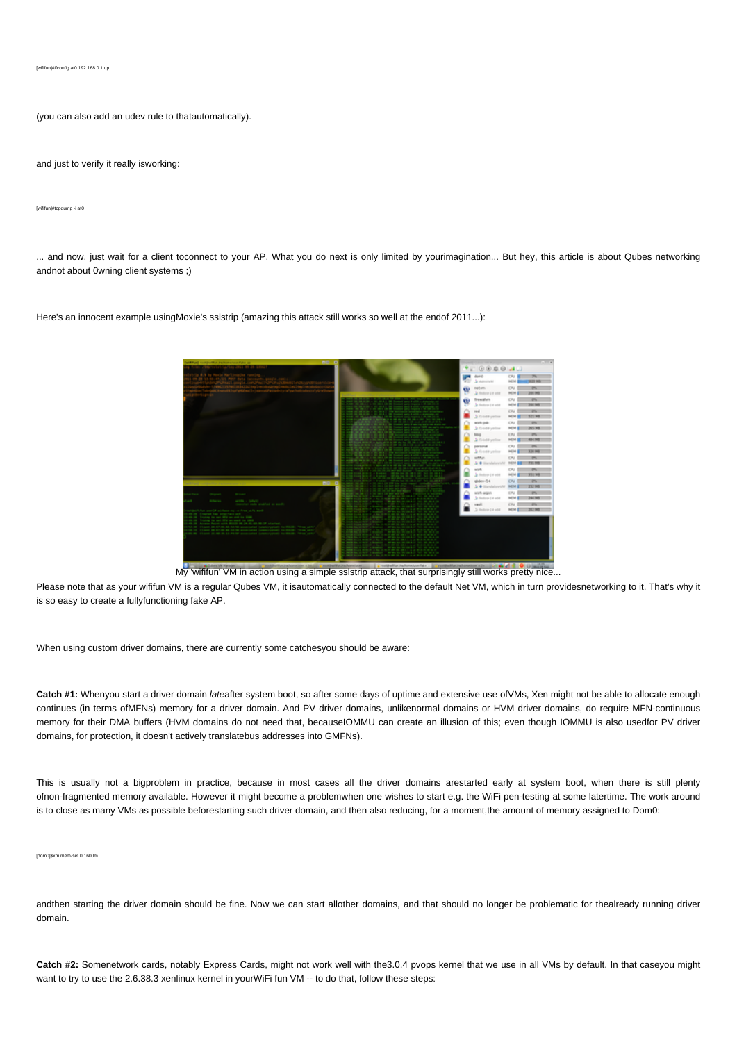```
[wifiun]#ifconfig at0 192.168.0.1 up
```

(you can also add an udev rule to thatautomatically).

and just to verify it really isworking:

```
[wifiun]#tcpdump -i at0
```

... and now, just wait for a client toconnect to your AP. What you do next is only limited by yourimagination... But hey, this article is about Qubes networking andnot about 0wning client systems ;)

Here's an innocent example usingMoxie's sslstrip (amazing this attack still works so well at the endof 2011...):

My 'wififun' VM in action using a simple sslstrip attack, that surprisingly still works pretty nice...

Please note that as your wififun VM is a regular Qubes VM, it isautomatically connected to the default Net VM, which in turn providesnetworking to it. That's why it is so easy to create a fullyfunctioning fake AP.

When using custom driver domains, there are currently some catchesyou should be aware:

**Catch #1:** Whenyou start a driver domain *late*after system boot, so after some days of uptime and extensive use ofVMs, Xen might not be able to allocate enough continues (in terms ofMFNs) memory for a driver domain. And PV driver domains, unlikenormal domains or HVM driver domains, do require MFN-continuous memory for their DMA buffers (HVM domains do not need that, becauseIOMMU can create an illusion of this; even though IOMMU is also usedfor PV driver domains, for protection, it doesn't actively translatebus addresses into GMFNs).

This is usually not a bigproblem in practice, because in most cases all the driver domains arestarted early at system boot, when there is still plenty ofnon-fragmented memory available. However it might become a problemwhen one wishes to start e.g. the WiFi pen-testing at some latertime. The work around is to close as many VMs as possible beforestarting such driver domain, and then also reducing, for a moment,the amount of memory assigned to Dom0:

```
[dom0]$xm mem-set 0 1600m
```

andthen starting the driver domain should be fine. Now we can start allother domains, and that should no longer be problematic for thealready running driver domain.

**Catch #2:** Somenetwork cards, notably Express Cards, might not work well with the3.0.4 pvops kernel that we use in all VMs by default. In that caseyou might want to try to use the 2.6.38.3 xenlinux kernel in yourWiFi fun VM -- to do that, follow these steps: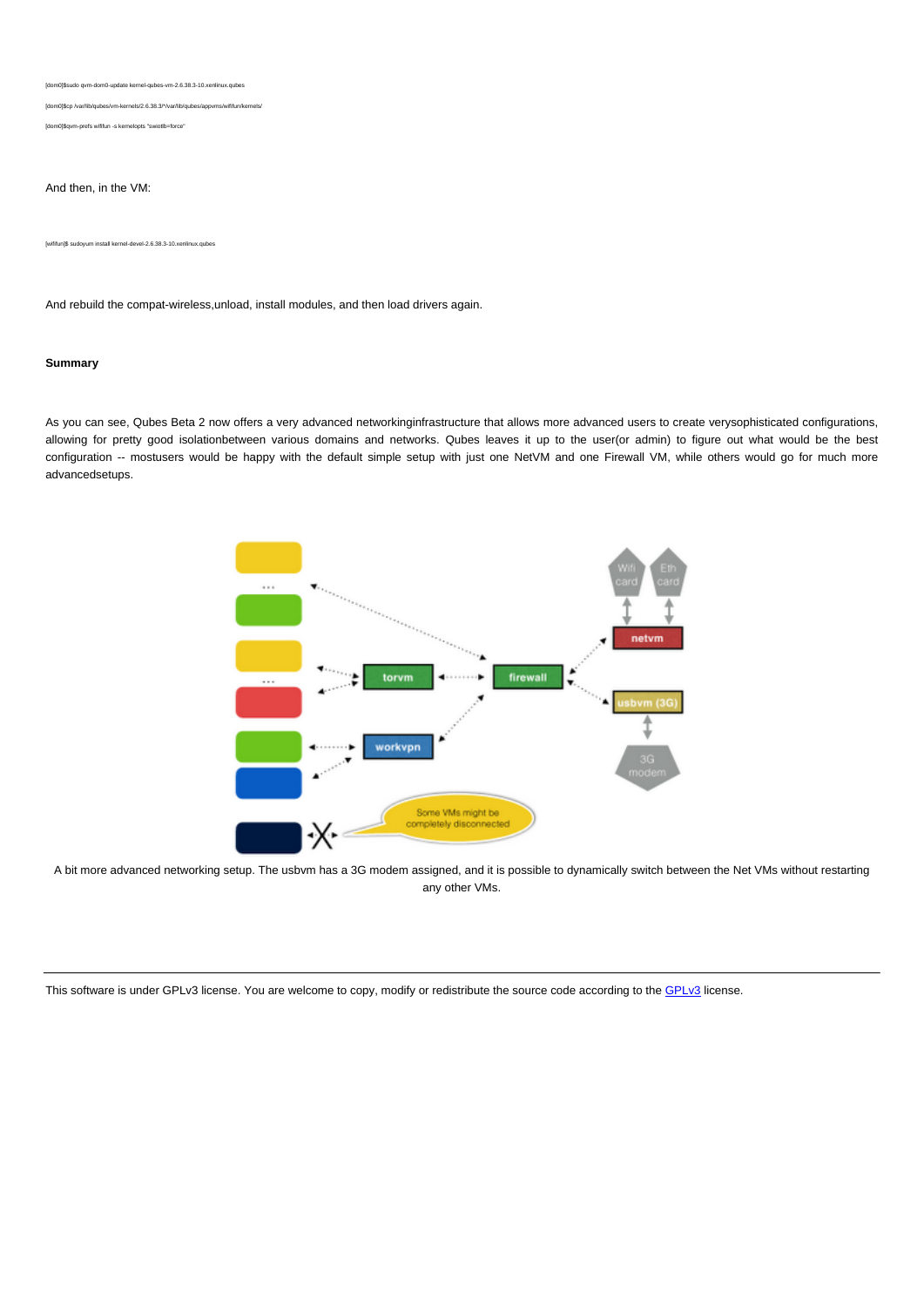```
[dom0]$sudo qvm-dom0-update kernel-qubes-vm-2.6.38.3-10.xenlinux.qubes
[dom0]$cp /var/lib/qubes/vm-kernels/2.6.38.3/* /var/lib/qubes/appvms/wififun/kernels/
[dom0]$qvm-prefs wififun -s kernelopts "swiotlb=force"
```

And then, in the VM:

```
[wififun]$ sudoyum install kernel-devel-2.6.38.3-10.xenlinux.qubes
```

And rebuild the compat-wireless,unload, install modules, and then load drivers again.

**Summary**

As you can see, Qubes Beta 2 now offers a very advanced networkinginfrastructure that allows more advanced users to create verysophisticated configurations, allowing for pretty good isolationbetween various domains and networks. Qubes leaves it up to the user(or admin) to figure out what would be the best configuration -- mostusers would be happy with the default simple setup with just one NetVM and one Firewall VM, while others would go for much more advancedsetups.

Wifi card
Eth card
netvm
torvm
firewall
usbvm (3G)
workvpn
3G modem
Some VMs might be completely disconnected

A bit more advanced networking setup. The usbvm has a 3G modem assigned, and it is possible to dynamically switch between the Net VMs without restarting any other VMs.

---

This software is under GPLv3 license. You are welcome to copy, modify or redistribute the source code according to the GPLv3 license.